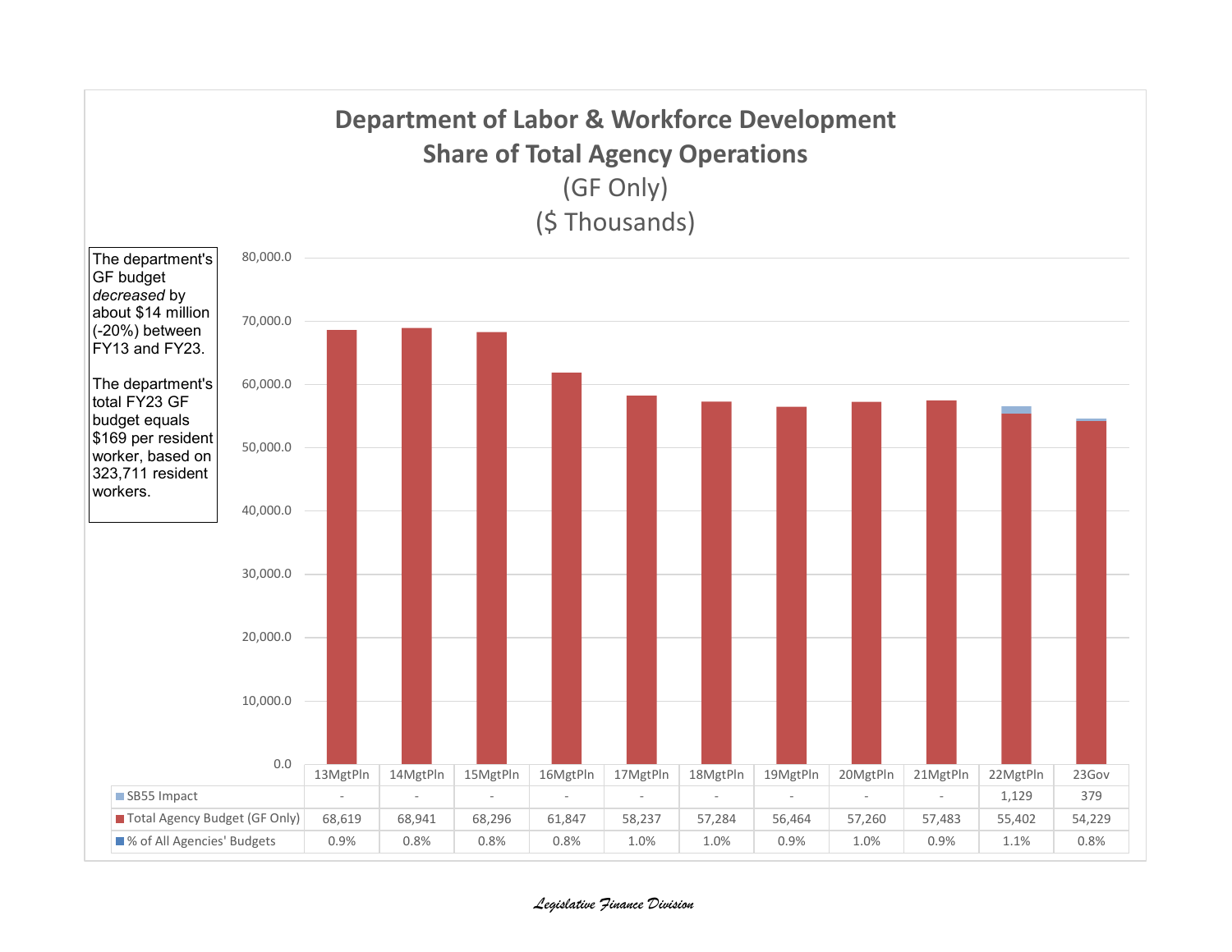# Department of Labor & Workforce Development
## Share of Total Agency Operations
(GF Only)
($ Thousands)

The department's GF budget *decreased* by about $14 million (-20%) between FY13 and FY23.

The department's total FY23 GF budget equals $169 per resident worker, based on 323,711 resident workers.

| | 13MgtPln | 14MgtPln | 15MgtPln | 16MgtPln | 17MgtPln | 18MgtPln | 19MgtPln | 20MgtPln | 21MgtPln | 22MgtPln | 23Gov |
|---|---|---|---|---|---|---|---|---|---|---|---|
| SB55 Impact | - | - | - | - | - | - | - | - | - | 1,129 | 379 |
| Total Agency Budget (GF Only) | 68,619 | 68,941 | 68,296 | 61,847 | 58,237 | 57,284 | 56,464 | 57,260 | 57,483 | 55,402 | 54,229 |
| % of All Agencies' Budgets | 0.9% | 0.8% | 0.8% | 0.8% | 1.0% | 1.0% | 0.9% | 1.0% | 0.9% | 1.1% | 0.8% |

*Legislative Finance Division*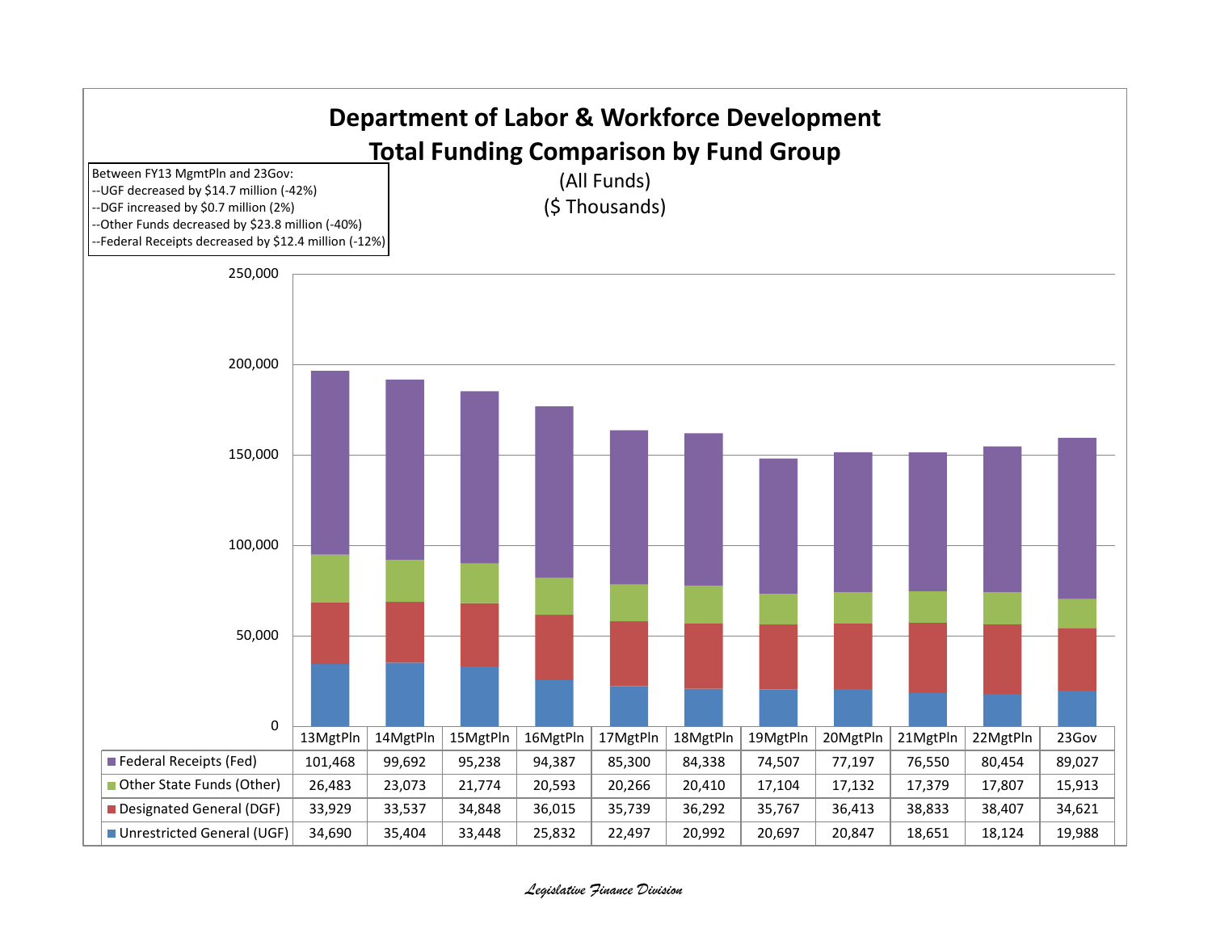# Department of Labor & Workforce Development
## Total Funding Comparison by Fund Group

(All Funds)
($ Thousands)

Between FY13 MgmtPln and 23Gov:
--UGF decreased by $14.7 million (-42%)
--DGF increased by $0.7 million (2%)
--Other Funds decreased by $23.8 million (-40%)
--Federal Receipts decreased by $12.4 million (-12%)

| | 13MgtPln | 14MgtPln | 15MgtPln | 16MgtPln | 17MgtPln | 18MgtPln | 19MgtPln | 20MgtPln | 21MgtPln | 22MgtPln | 23Gov |
|---|---|---|---|---|---|---|---|---|---|---|---|
| Federal Receipts (Fed) | 101,468 | 99,692 | 95,238 | 94,387 | 85,300 | 84,338 | 74,507 | 77,197 | 76,550 | 80,454 | 89,027 |
| Other State Funds (Other) | 26,483 | 23,073 | 21,774 | 20,593 | 20,266 | 20,410 | 17,104 | 17,132 | 17,379 | 17,807 | 15,913 |
| Designated General (DGF) | 33,929 | 33,537 | 34,848 | 36,015 | 35,739 | 36,292 | 35,767 | 36,413 | 38,833 | 38,407 | 34,621 |
| Unrestricted General (UGF) | 34,690 | 35,404 | 33,448 | 25,832 | 22,497 | 20,992 | 20,697 | 20,847 | 18,651 | 18,124 | 19,988 |

*Legislative Finance Division*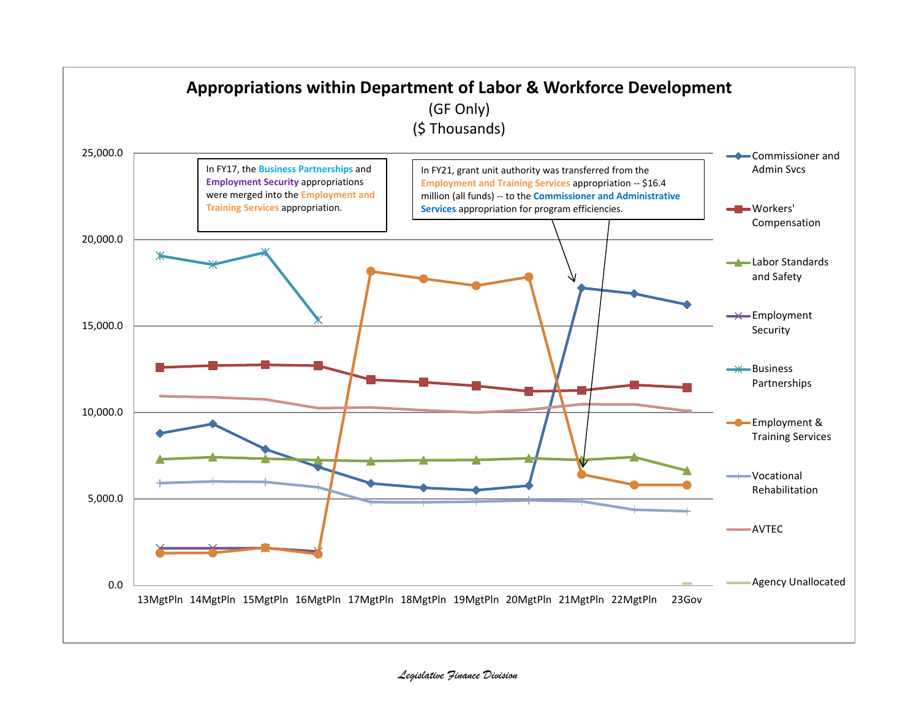# Appropriations within Department of Labor & Workforce Development

(GF Only)

($ Thousands)

In FY17, the Business Partnerships and Employment Security appropriations were merged into the Employment and Training Services appropriation.

In FY21, grant unit authority was transferred from the Employment and Training Services appropriation -- $16.4 million (all funds) -- to the Commissioner and Administrative Services appropriation for program efficiencies.

25,000.0

20,000.0

15,000.0

10,000.0

5,000.0

0.0

13MgtPln 14MgtPln 15MgtPln 16MgtPln 17MgtPln 18MgtPln 19MgtPln 20MgtPln 21MgtPln 22MgtPln 23Gov

Commissioner and Admin Svcs

Workers' Compensation

Labor Standards and Safety

Employment Security

Business Partnerships

Employment & Training Services

Vocational Rehabilitation

AVTEC

Agency Unallocated

*Legislative Finance Division*